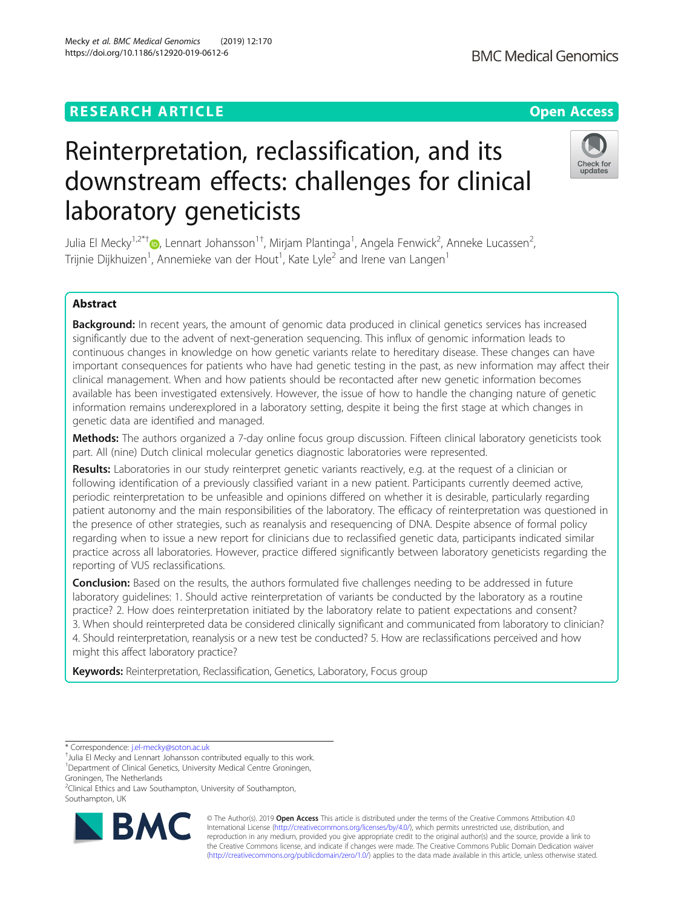RESEARCH ARTICLE

Open Access

# Reinterpretation, reclassification, and its downstream effects: challenges for clinical laboratory geneticists

Julia El Mecky[1,2*†], Lennart Johansson[1†], Mirjam Plantinga[1], Angela Fenwick[2], Anneke Lucassen[2], Trijnie Dijkhuizen[1], Annemieke van der Hout[1], Kate Lyle[2] and Irene van Langen[1]

## Abstract

**Background:** In recent years, the amount of genomic data produced in clinical genetics services has increased significantly due to the advent of next-generation sequencing. This influx of genomic information leads to continuous changes in knowledge on how genetic variants relate to hereditary disease. These changes can have important consequences for patients who have had genetic testing in the past, as new information may affect their clinical management. When and how patients should be recontacted after new genetic information becomes available has been investigated extensively. However, the issue of how to handle the changing nature of genetic information remains underexplored in a laboratory setting, despite it being the first stage at which changes in genetic data are identified and managed.

**Methods:** The authors organized a 7-day online focus group discussion. Fifteen clinical laboratory geneticists took part. All (nine) Dutch clinical molecular genetics diagnostic laboratories were represented.

**Results:** Laboratories in our study reinterpret genetic variants reactively, e.g. at the request of a clinician or following identification of a previously classified variant in a new patient. Participants currently deemed active, periodic reinterpretation to be unfeasible and opinions differed on whether it is desirable, particularly regarding patient autonomy and the main responsibilities of the laboratory. The efficacy of reinterpretation was questioned in the presence of other strategies, such as reanalysis and resequencing of DNA. Despite absence of formal policy regarding when to issue a new report for clinicians due to reclassified genetic data, participants indicated similar practice across all laboratories. However, practice differed significantly between laboratory geneticists regarding the reporting of VUS reclassifications.

**Conclusion:** Based on the results, the authors formulated five challenges needing to be addressed in future laboratory guidelines: 1. Should active reinterpretation of variants be conducted by the laboratory as a routine practice? 2. How does reinterpretation initiated by the laboratory relate to patient expectations and consent? 3. When should reinterpreted data be considered clinically significant and communicated from laboratory to clinician? 4. Should reinterpretation, reanalysis or a new test be conducted? 5. How are reclassifications perceived and how might this affect laboratory practice?

**Keywords:** Reinterpretation, Reclassification, Genetics, Laboratory, Focus group

---

\* Correspondence: j.el-mecky@soton.ac.uk

†Julia El Mecky and Lennart Johansson contributed equally to this work.

[1]Department of Clinical Genetics, University Medical Centre Groningen, Groningen, The Netherlands

[2]Clinical Ethics and Law Southampton, University of Southampton, Southampton, UK

© The Author(s). 2019 **Open Access** This article is distributed under the terms of the Creative Commons Attribution 4.0 International License (http://creativecommons.org/licenses/by/4.0/), which permits unrestricted use, distribution, and reproduction in any medium, provided you give appropriate credit to the original author(s) and the source, provide a link to the Creative Commons license, and indicate if changes were made. The Creative Commons Public Domain Dedication waiver (http://creativecommons.org/publicdomain/zero/1.0/) applies to the data made available in this article, unless otherwise stated.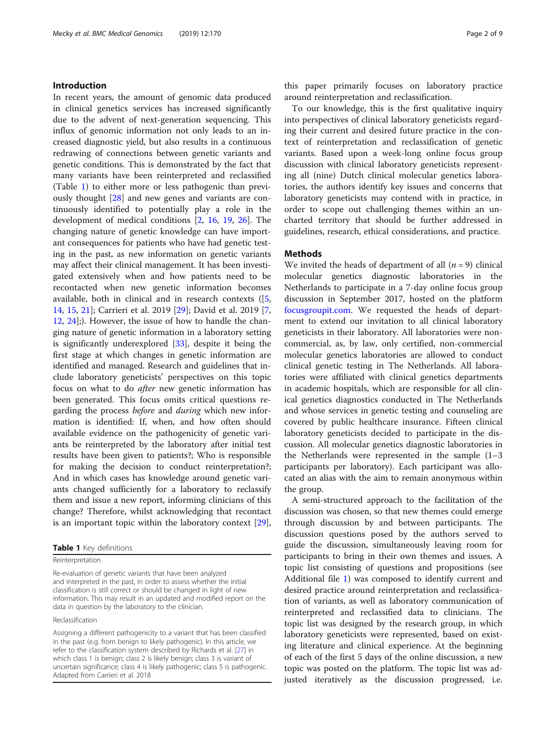## Introduction

In recent years, the amount of genomic data produced in clinical genetics services has increased significantly due to the advent of next-generation sequencing. This influx of genomic information not only leads to an increased diagnostic yield, but also results in a continuous redrawing of connections between genetic variants and genetic conditions. This is demonstrated by the fact that many variants have been reinterpreted and reclassified (Table 1) to either more or less pathogenic than previously thought [28] and new genes and variants are continuously identified to potentially play a role in the development of medical conditions [2, 16, 19, 26]. The changing nature of genetic knowledge can have important consequences for patients who have had genetic testing in the past, as new information on genetic variants may affect their clinical management. It has been investigated extensively when and how patients need to be recontacted when new genetic information becomes available, both in clinical and in research contexts ([5, 14, 15, 21]; Carrieri et al. 2019 [29]; David et al. 2019 [7, 12, 24];). However, the issue of how to handle the changing nature of genetic information in a laboratory setting is significantly underexplored [33], despite it being the first stage at which changes in genetic information are identified and managed. Research and guidelines that include laboratory geneticists' perspectives on this topic focus on what to do *after* new genetic information has been generated. This focus omits critical questions regarding the process *before* and *during* which new information is identified: If, when, and how often should available evidence on the pathogenicity of genetic variants be reinterpreted by the laboratory after initial test results have been given to patients?; Who is responsible for making the decision to conduct reinterpretation?; And in which cases has knowledge around genetic variants changed sufficiently for a laboratory to reclassify them and issue a new report, informing clinicians of this change? Therefore, whilst acknowledging that recontact is an important topic within the laboratory context [29], this paper primarily focuses on laboratory practice around reinterpretation and reclassification.

**Table 1** Key definitions

| |
|---|
| Reinterpretation |
| Re-evaluation of genetic variants that have been analyzed and interpreted in the past, in order to assess whether the initial classification is still correct or should be changed in light of new information. This may result in an updated and modified report on the data in question by the laboratory to the clinician. |
| Reclassification |
| Assigning a different pathogenicity to a variant that has been classified in the past (e.g. from benign to likely pathogenic). In this article, we refer to the classification system described by Richards et al. [27] in which class 1 is benign; class 2 is likely benign; class 3 is variant of uncertain significance; class 4 is likely pathogenic; class 5 is pathogenic. Adapted from Carrieri et al. 2018 |

To our knowledge, this is the first qualitative inquiry into perspectives of clinical laboratory geneticists regarding their current and desired future practice in the context of reinterpretation and reclassification of genetic variants. Based upon a week-long online focus group discussion with clinical laboratory geneticists representing all (nine) Dutch clinical molecular genetics laboratories, the authors identify key issues and concerns that laboratory geneticists may contend with in practice, in order to scope out challenging themes within an uncharted territory that should be further addressed in guidelines, research, ethical considerations, and practice.

## Methods

We invited the heads of department of all ($n = 9$) clinical molecular genetics diagnostic laboratories in the Netherlands to participate in a 7-day online focus group discussion in September 2017, hosted on the platform focusgroupit.com. We requested the heads of department to extend our invitation to all clinical laboratory geneticists in their laboratory. All laboratories were non-commercial, as, by law, only certified, non-commercial molecular genetics laboratories are allowed to conduct clinical genetic testing in The Netherlands. All laboratories were affiliated with clinical genetics departments in academic hospitals, which are responsible for all clinical genetics diagnostics conducted in The Netherlands and whose services in genetic testing and counseling are covered by public healthcare insurance. Fifteen clinical laboratory geneticists decided to participate in the discussion. All molecular genetics diagnostic laboratories in the Netherlands were represented in the sample (1–3 participants per laboratory). Each participant was allocated an alias with the aim to remain anonymous within the group.

A semi-structured approach to the facilitation of the discussion was chosen, so that new themes could emerge through discussion by and between participants. The discussion questions posed by the authors served to guide the discussion, simultaneously leaving room for participants to bring in their own themes and issues. A topic list consisting of questions and propositions (see Additional file 1) was composed to identify current and desired practice around reinterpretation and reclassification of variants, as well as laboratory communication of reinterpreted and reclassified data to clinicians. The topic list was designed by the research group, in which laboratory geneticists were represented, based on existing literature and clinical experience. At the beginning of each of the first 5 days of the online discussion, a new topic was posted on the platform. The topic list was adjusted iteratively as the discussion progressed, i.e.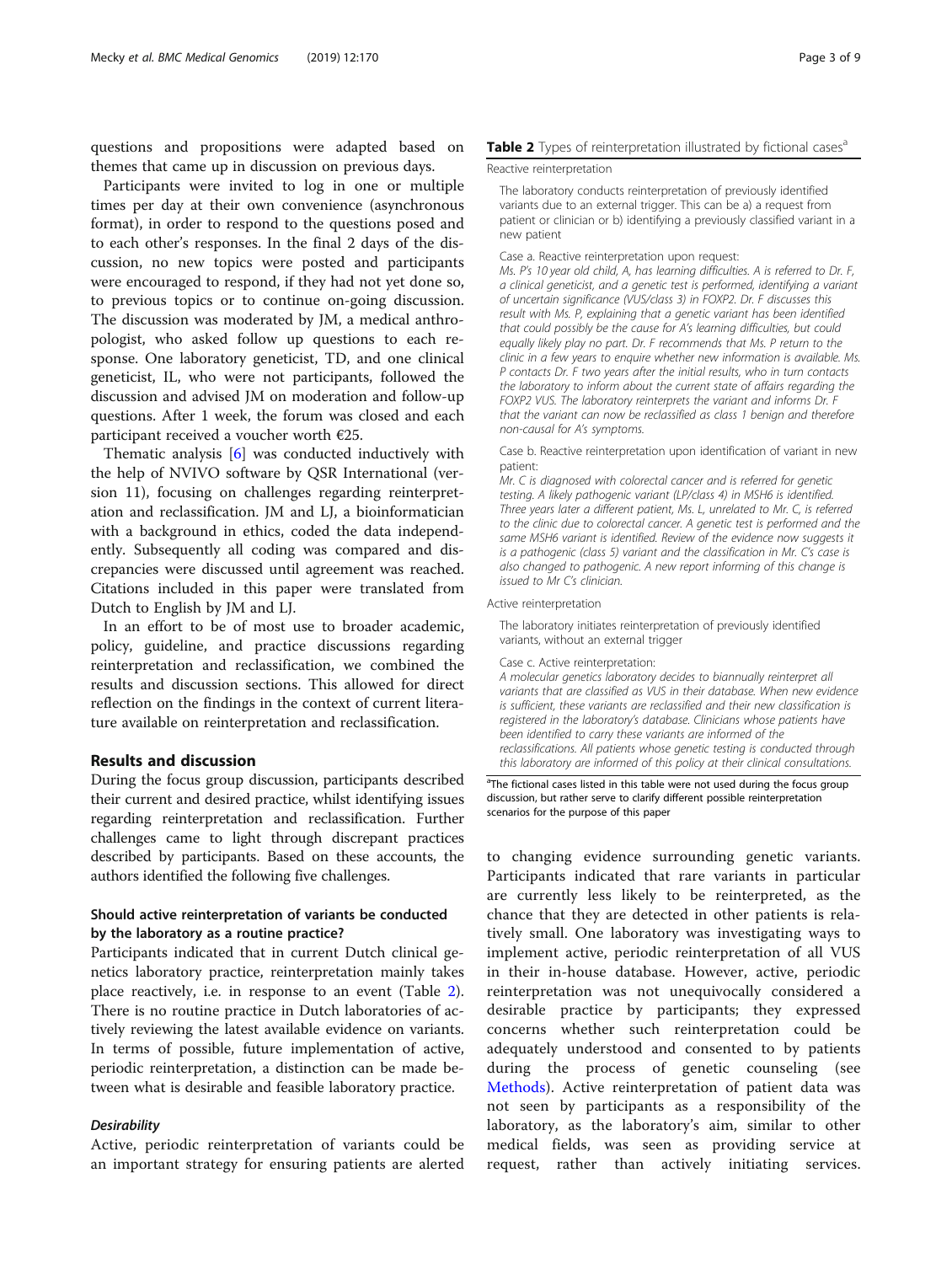questions and propositions were adapted based on themes that came up in discussion on previous days.

Participants were invited to log in one or multiple times per day at their own convenience (asynchronous format), in order to respond to the questions posed and to each other's responses. In the final 2 days of the discussion, no new topics were posted and participants were encouraged to respond, if they had not yet done so, to previous topics or to continue on-going discussion. The discussion was moderated by JM, a medical anthropologist, who asked follow up questions to each response. One laboratory geneticist, TD, and one clinical geneticist, IL, who were not participants, followed the discussion and advised JM on moderation and follow-up questions. After 1 week, the forum was closed and each participant received a voucher worth €25.

Thematic analysis [6] was conducted inductively with the help of NVIVO software by QSR International (version 11), focusing on challenges regarding reinterpretation and reclassification. JM and LJ, a bioinformatician with a background in ethics, coded the data independently. Subsequently all coding was compared and discrepancies were discussed until agreement was reached. Citations included in this paper were translated from Dutch to English by JM and LJ.

In an effort to be of most use to broader academic, policy, guideline, and practice discussions regarding reinterpretation and reclassification, we combined the results and discussion sections. This allowed for direct reflection on the findings in the context of current literature available on reinterpretation and reclassification.

## Results and discussion

During the focus group discussion, participants described their current and desired practice, whilst identifying issues regarding reinterpretation and reclassification. Further challenges came to light through discrepant practices described by participants. Based on these accounts, the authors identified the following five challenges.

### Should active reinterpretation of variants be conducted by the laboratory as a routine practice?

Participants indicated that in current Dutch clinical genetics laboratory practice, reinterpretation mainly takes place reactively, i.e. in response to an event (Table 2). There is no routine practice in Dutch laboratories of actively reviewing the latest available evidence on variants. In terms of possible, future implementation of active, periodic reinterpretation, a distinction can be made between what is desirable and feasible laboratory practice.

#### *Desirability*

Active, periodic reinterpretation of variants could be an important strategy for ensuring patients are alerted to changing evidence surrounding genetic variants. Participants indicated that rare variants in particular are currently less likely to be reinterpreted, as the chance that they are detected in other patients is relatively small. One laboratory was investigating ways to implement active, periodic reinterpretation of all VUS in their in-house database. However, active, periodic reinterpretation was not unequivocally considered a desirable practice by participants; they expressed concerns whether such reinterpretation could be adequately understood and consented to by patients during the process of genetic counseling (see Methods). Active reinterpretation of patient data was not seen by participants as a responsibility of the laboratory, as the laboratory's aim, similar to other medical fields, was seen as providing service at request, rather than actively initiating services.

**Table 2** Types of reinterpretation illustrated by fictional cases[a]

| |
|---|
| **Reactive reinterpretation** |
| The laboratory conducts reinterpretation of previously identified variants due to an external trigger. This can be a) a request from patient or clinician or b) identifying a previously classified variant in a new patient |
| Case a. Reactive reinterpretation upon request:<br>*Ms. P's 10 year old child, A, has learning difficulties. A is referred to Dr. F, a clinical geneticist, and a genetic test is performed, identifying a variant of uncertain significance (VUS/class 3) in FOXP2. Dr. F discusses this result with Ms. P, explaining that a genetic variant has been identified that could possibly be the cause for A's learning difficulties, but could equally likely play no part. Dr. F recommends that Ms. P return to the clinic in a few years to enquire whether new information is available. Ms. P contacts Dr. F two years after the initial results, who in turn contacts the laboratory to inform about the current state of affairs regarding the FOXP2 VUS. The laboratory reinterprets the variant and informs Dr. F that the variant can now be reclassified as class 1 benign and therefore non-causal for A's symptoms.* |
| Case b. Reactive reinterpretation upon identification of variant in new patient:<br>*Mr. C is diagnosed with colorectal cancer and is referred for genetic testing. A likely pathogenic variant (LP/class 4) in MSH6 is identified. Three years later a different patient, Ms. L, unrelated to Mr. C, is referred to the clinic due to colorectal cancer. A genetic test is performed and the same MSH6 variant is identified. Review of the evidence now suggests it is a pathogenic (class 5) variant and the classification in Mr. C's case is also changed to pathogenic. A new report informing of this change is issued to Mr C's clinician.* |
| **Active reinterpretation** |
| The laboratory initiates reinterpretation of previously identified variants, without an external trigger |
| Case c. Active reinterpretation:<br>*A molecular genetics laboratory decides to biannually reinterpret all variants that are classified as VUS in their database. When new evidence is sufficient, these variants are reclassified and their new classification is registered in the laboratory's database. Clinicians whose patients have been identified to carry these variants are informed of the reclassifications. All patients whose genetic testing is conducted through this laboratory are informed of this policy at their clinical consultations.* |

[a]The fictional cases listed in this table were not used during the focus group discussion, but rather serve to clarify different possible reinterpretation scenarios for the purpose of this paper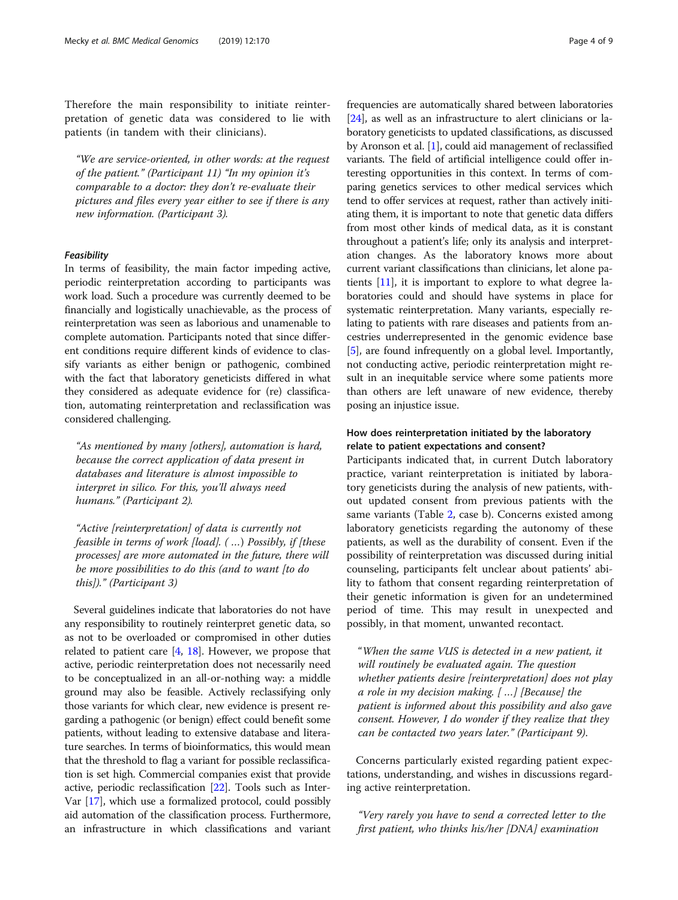Therefore the main responsibility to initiate reinterpretation of genetic data was considered to lie with patients (in tandem with their clinicians).

> "We are service-oriented, in other words: at the request of the patient." (Participant 11) "In my opinion it's comparable to a doctor: they don't re-evaluate their pictures and files every year either to see if there is any new information. (Participant 3).

#### Feasibility

In terms of feasibility, the main factor impeding active, periodic reinterpretation according to participants was work load. Such a procedure was currently deemed to be financially and logistically unachievable, as the process of reinterpretation was seen as laborious and unamenable to complete automation. Participants noted that since different conditions require different kinds of evidence to classify variants as either benign or pathogenic, combined with the fact that laboratory geneticists differed in what they considered as adequate evidence for (re) classification, automating reinterpretation and reclassification was considered challenging.

> "As mentioned by many [others], automation is hard, because the correct application of data present in databases and literature is almost impossible to interpret in silico. For this, you'll always need humans." (Participant 2).

> "Active [reinterpretation] of data is currently not feasible in terms of work [load]. ( …) Possibly, if [these processes] are more automated in the future, there will be more possibilities to do this (and to want [to do this])." (Participant 3)

Several guidelines indicate that laboratories do not have any responsibility to routinely reinterpret genetic data, so as not to be overloaded or compromised in other duties related to patient care [4, 18]. However, we propose that active, periodic reinterpretation does not necessarily need to be conceptualized in an all-or-nothing way: a middle ground may also be feasible. Actively reclassifying only those variants for which clear, new evidence is present regarding a pathogenic (or benign) effect could benefit some patients, without leading to extensive database and literature searches. In terms of bioinformatics, this would mean that the threshold to flag a variant for possible reclassification is set high. Commercial companies exist that provide active, periodic reclassification [22]. Tools such as InterVar [17], which use a formalized protocol, could possibly aid automation of the classification process. Furthermore, an infrastructure in which classifications and variant frequencies are automatically shared between laboratories [24], as well as an infrastructure to alert clinicians or laboratory geneticists to updated classifications, as discussed by Aronson et al. [1], could aid management of reclassified variants. The field of artificial intelligence could offer interesting opportunities in this context. In terms of comparing genetics services to other medical services which tend to offer services at request, rather than actively initiating them, it is important to note that genetic data differs from most other kinds of medical data, as it is constant throughout a patient's life; only its analysis and interpretation changes. As the laboratory knows more about current variant classifications than clinicians, let alone patients [11], it is important to explore to what degree laboratories could and should have systems in place for systematic reinterpretation. Many variants, especially relating to patients with rare diseases and patients from ancestries underrepresented in the genomic evidence base [5], are found infrequently on a global level. Importantly, not conducting active, periodic reinterpretation might result in an inequitable service where some patients more than others are left unaware of new evidence, thereby posing an injustice issue.

### How does reinterpretation initiated by the laboratory relate to patient expectations and consent?

Participants indicated that, in current Dutch laboratory practice, variant reinterpretation is initiated by laboratory geneticists during the analysis of new patients, without updated consent from previous patients with the same variants (Table 2, case b). Concerns existed among laboratory geneticists regarding the autonomy of these patients, as well as the durability of consent. Even if the possibility of reinterpretation was discussed during initial counseling, participants felt unclear about patients' ability to fathom that consent regarding reinterpretation of their genetic information is given for an undetermined period of time. This may result in unexpected and possibly, in that moment, unwanted recontact.

> "When the same VUS is detected in a new patient, it will routinely be evaluated again. The question whether patients desire [reinterpretation] does not play a role in my decision making. [ …] [Because] the patient is informed about this possibility and also gave consent. However, I do wonder if they realize that they can be contacted two years later." (Participant 9).

Concerns particularly existed regarding patient expectations, understanding, and wishes in discussions regarding active reinterpretation.

> "Very rarely you have to send a corrected letter to the first patient, who thinks his/her [DNA] examination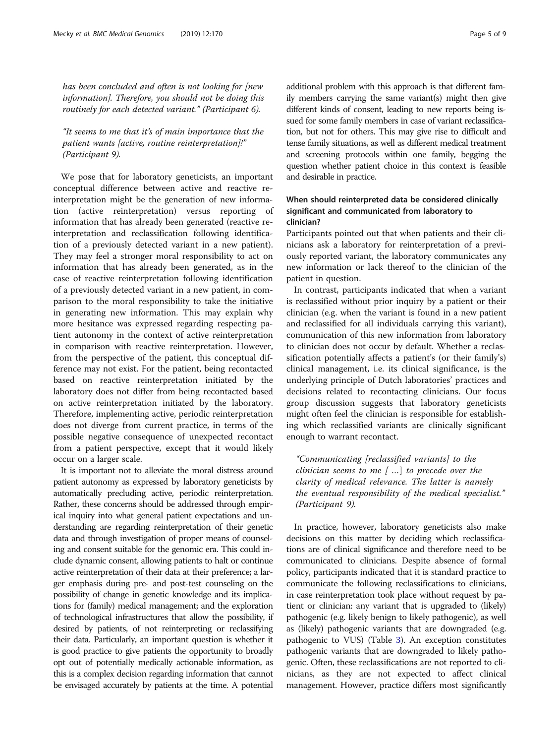*has been concluded and often is not looking for [new information]. Therefore, you should not be doing this routinely for each detected variant." (Participant 6).*

*"It seems to me that it's of main importance that the patient wants [active, routine reinterpretation]!" (Participant 9).*

We pose that for laboratory geneticists, an important conceptual difference between active and reactive reinterpretation might be the generation of new information (active reinterpretation) versus reporting of information that has already been generated (reactive reinterpretation and reclassification following identification of a previously detected variant in a new patient). They may feel a stronger moral responsibility to act on information that has already been generated, as in the case of reactive reinterpretation following identification of a previously detected variant in a new patient, in comparison to the moral responsibility to take the initiative in generating new information. This may explain why more hesitance was expressed regarding respecting patient autonomy in the context of active reinterpretation in comparison with reactive reinterpretation. However, from the perspective of the patient, this conceptual difference may not exist. For the patient, being recontacted based on reactive reinterpretation initiated by the laboratory does not differ from being recontacted based on active reinterpretation initiated by the laboratory. Therefore, implementing active, periodic reinterpretation does not diverge from current practice, in terms of the possible negative consequence of unexpected recontact from a patient perspective, except that it would likely occur on a larger scale.

It is important not to alleviate the moral distress around patient autonomy as expressed by laboratory geneticists by automatically precluding active, periodic reinterpretation. Rather, these concerns should be addressed through empirical inquiry into what general patient expectations and understanding are regarding reinterpretation of their genetic data and through investigation of proper means of counseling and consent suitable for the genomic era. This could include dynamic consent, allowing patients to halt or continue active reinterpretation of their data at their preference; a larger emphasis during pre- and post-test counseling on the possibility of change in genetic knowledge and its implications for (family) medical management; and the exploration of technological infrastructures that allow the possibility, if desired by patients, of not reinterpreting or reclassifying their data. Particularly, an important question is whether it is good practice to give patients the opportunity to broadly opt out of potentially medically actionable information, as this is a complex decision regarding information that cannot be envisaged accurately by patients at the time. A potential additional problem with this approach is that different family members carrying the same variant(s) might then give different kinds of consent, leading to new reports being issued for some family members in case of variant reclassification, but not for others. This may give rise to difficult and tense family situations, as well as different medical treatment and screening protocols within one family, begging the question whether patient choice in this context is feasible and desirable in practice.

## When should reinterpreted data be considered clinically significant and communicated from laboratory to clinician?

Participants pointed out that when patients and their clinicians ask a laboratory for reinterpretation of a previously reported variant, the laboratory communicates any new information or lack thereof to the clinician of the patient in question.

In contrast, participants indicated that when a variant is reclassified without prior inquiry by a patient or their clinician (e.g. when the variant is found in a new patient and reclassified for all individuals carrying this variant), communication of this new information from laboratory to clinician does not occur by default. Whether a reclassification potentially affects a patient's (or their family's) clinical management, i.e. its clinical significance, is the underlying principle of Dutch laboratories' practices and decisions related to recontacting clinicians. Our focus group discussion suggests that laboratory geneticists might often feel the clinician is responsible for establishing which reclassified variants are clinically significant enough to warrant recontact.

*"Communicating [reclassified variants] to the clinician seems to me [ …] to precede over the clarity of medical relevance. The latter is namely the eventual responsibility of the medical specialist." (Participant 9).*

In practice, however, laboratory geneticists also make decisions on this matter by deciding which reclassifications are of clinical significance and therefore need to be communicated to clinicians. Despite absence of formal policy, participants indicated that it is standard practice to communicate the following reclassifications to clinicians, in case reinterpretation took place without request by patient or clinician: any variant that is upgraded to (likely) pathogenic (e.g. likely benign to likely pathogenic), as well as (likely) pathogenic variants that are downgraded (e.g. pathogenic to VUS) (Table 3). An exception constitutes pathogenic variants that are downgraded to likely pathogenic. Often, these reclassifications are not reported to clinicians, as they are not expected to affect clinical management. However, practice differs most significantly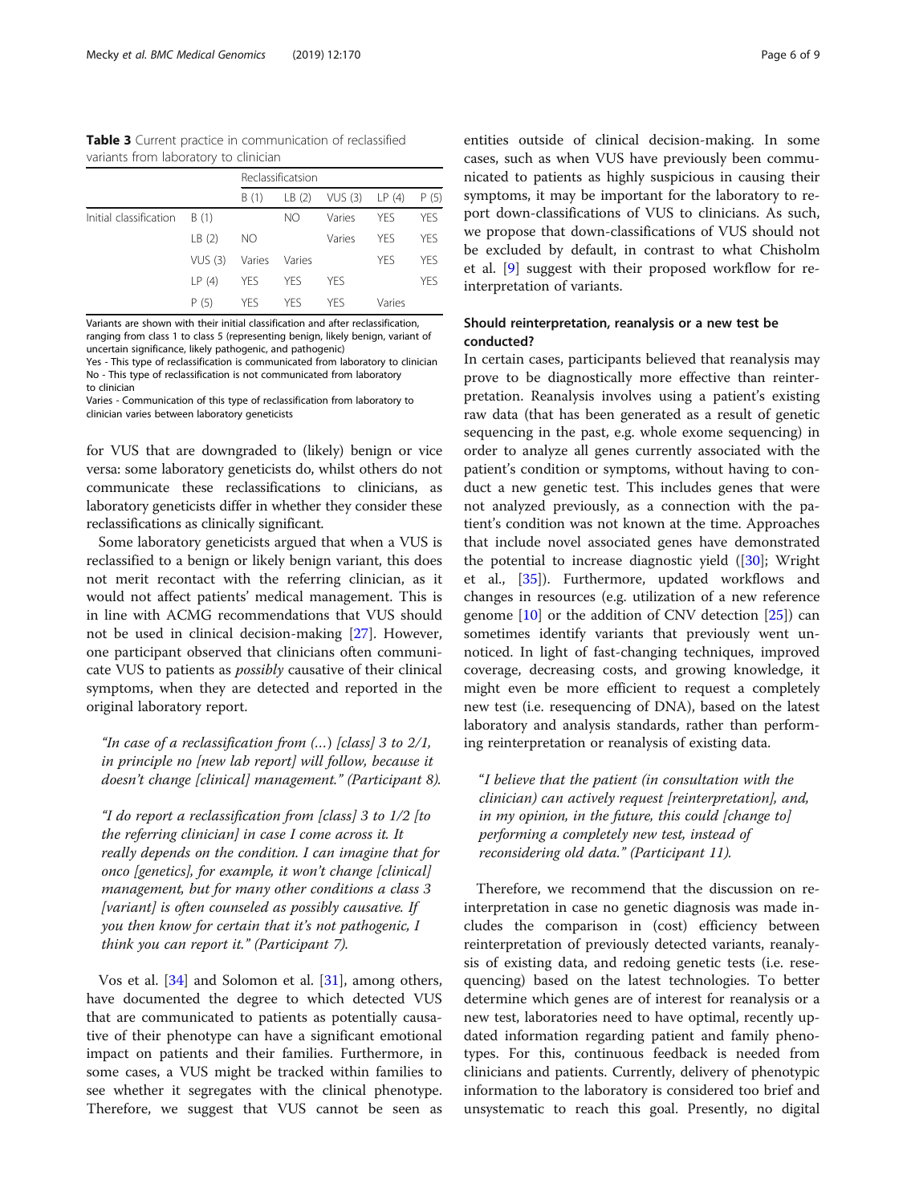**Table 3** Current practice in communication of reclassified variants from laboratory to clinician

| | | Reclassificatsion | | | | |
|---|---|---|---|---|---|---|
| | | B (1) | LB (2) | VUS (3) | LP (4) | P (5) |
| Initial classification | B (1) | | NO | Varies | YES | YES |
| | LB (2) | NO | | Varies | YES | YES |
| | VUS (3) | Varies | Varies | | YES | YES |
| | LP (4) | YES | YES | YES | | YES |
| | P (5) | YES | YES | YES | Varies | |

Variants are shown with their initial classification and after reclassification, ranging from class 1 to class 5 (representing benign, likely benign, variant of uncertain significance, likely pathogenic, and pathogenic)
Yes - This type of reclassification is communicated from laboratory to clinician
No - This type of reclassification is not communicated from laboratory to clinician
Varies - Communication of this type of reclassification from laboratory to clinician varies between laboratory geneticists

for VUS that are downgraded to (likely) benign or vice versa: some laboratory geneticists do, whilst others do not communicate these reclassifications to clinicians, as laboratory geneticists differ in whether they consider these reclassifications as clinically significant.

Some laboratory geneticists argued that when a VUS is reclassified to a benign or likely benign variant, this does not merit recontact with the referring clinician, as it would not affect patients' medical management. This is in line with ACMG recommendations that VUS should not be used in clinical decision-making [27]. However, one participant observed that clinicians often communicate VUS to patients as *possibly* causative of their clinical symptoms, when they are detected and reported in the original laboratory report.

> "In case of a reclassification from (…) [class] 3 to 2/1, in principle no [new lab report] will follow, because it doesn't change [clinical] management." (Participant 8).

> "I do report a reclassification from [class] 3 to 1/2 [to the referring clinician] in case I come across it. It really depends on the condition. I can imagine that for onco [genetics], for example, it won't change [clinical] management, but for many other conditions a class 3 [variant] is often counseled as possibly causative. If you then know for certain that it's not pathogenic, I think you can report it." (Participant 7).

Vos et al. [34] and Solomon et al. [31], among others, have documented the degree to which detected VUS that are communicated to patients as potentially causative of their phenotype can have a significant emotional impact on patients and their families. Furthermore, in some cases, a VUS might be tracked within families to see whether it segregates with the clinical phenotype. Therefore, we suggest that VUS cannot be seen as entities outside of clinical decision-making. In some cases, such as when VUS have previously been communicated to patients as highly suspicious in causing their symptoms, it may be important for the laboratory to report down-classifications of VUS to clinicians. As such, we propose that down-classifications of VUS should not be excluded by default, in contrast to what Chisholm et al. [9] suggest with their proposed workflow for re-interpretation of variants.

## Should reinterpretation, reanalysis or a new test be conducted?

In certain cases, participants believed that reanalysis may prove to be diagnostically more effective than reinterpretation. Reanalysis involves using a patient's existing raw data (that has been generated as a result of genetic sequencing in the past, e.g. whole exome sequencing) in order to analyze all genes currently associated with the patient's condition or symptoms, without having to conduct a new genetic test. This includes genes that were not analyzed previously, as a connection with the patient's condition was not known at the time. Approaches that include novel associated genes have demonstrated the potential to increase diagnostic yield ([30]; Wright et al., [35]). Furthermore, updated workflows and changes in resources (e.g. utilization of a new reference genome [10] or the addition of CNV detection [25]) can sometimes identify variants that previously went unnoticed. In light of fast-changing techniques, improved coverage, decreasing costs, and growing knowledge, it might even be more efficient to request a completely new test (i.e. resequencing of DNA), based on the latest laboratory and analysis standards, rather than performing reinterpretation or reanalysis of existing data.

> "I believe that the patient (in consultation with the clinician) can actively request [reinterpretation], and, in my opinion, in the future, this could [change to] performing a completely new test, instead of reconsidering old data." (Participant 11).

Therefore, we recommend that the discussion on reinterpretation in case no genetic diagnosis was made includes the comparison in (cost) efficiency between reinterpretation of previously detected variants, reanalysis of existing data, and redoing genetic tests (i.e. resequencing) based on the latest technologies. To better determine which genes are of interest for reanalysis or a new test, laboratories need to have optimal, recently updated information regarding patient and family phenotypes. For this, continuous feedback is needed from clinicians and patients. Currently, delivery of phenotypic information to the laboratory is considered too brief and unsystematic to reach this goal. Presently, no digital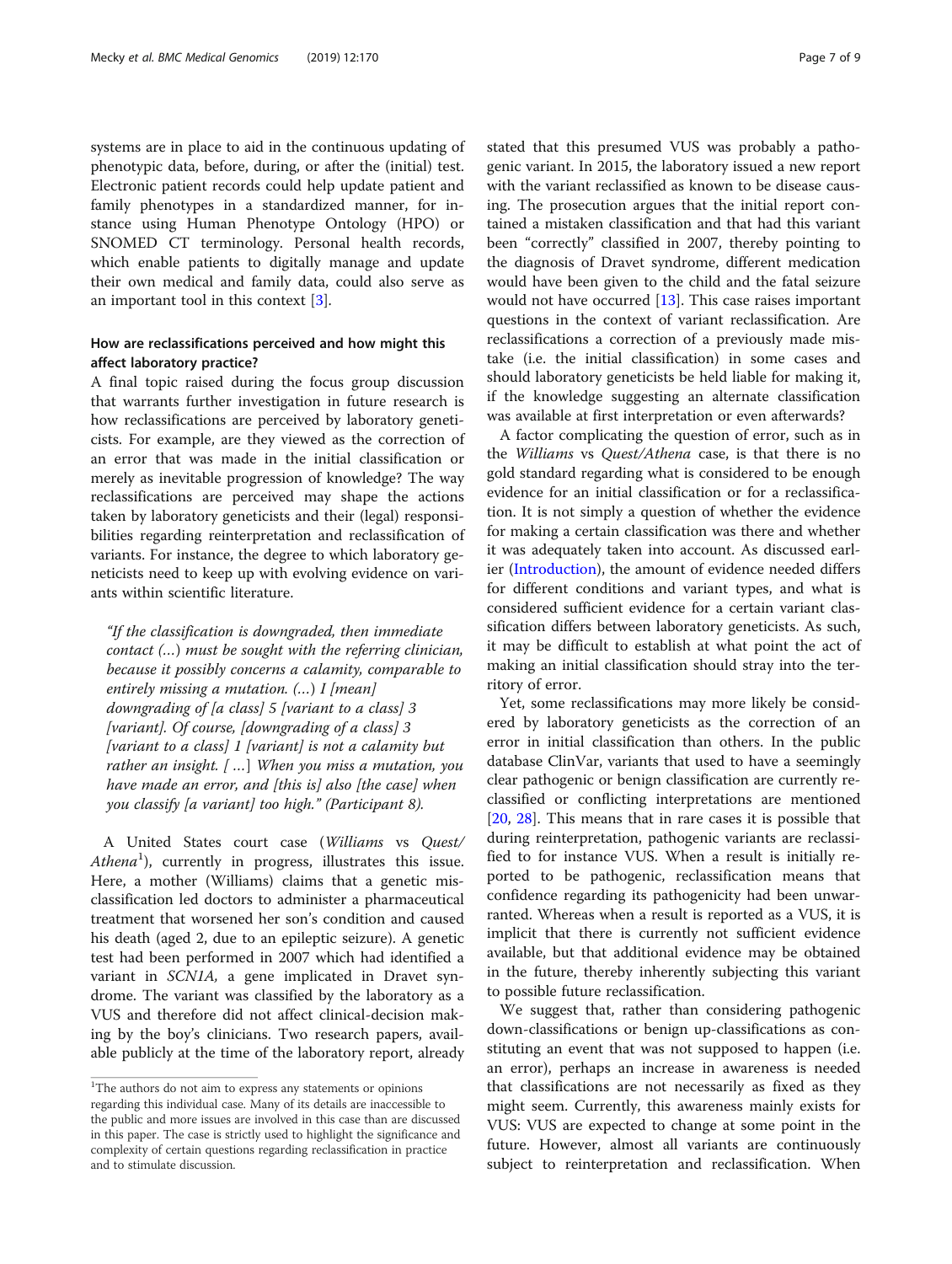systems are in place to aid in the continuous updating of phenotypic data, before, during, or after the (initial) test. Electronic patient records could help update patient and family phenotypes in a standardized manner, for instance using Human Phenotype Ontology (HPO) or SNOMED CT terminology. Personal health records, which enable patients to digitally manage and update their own medical and family data, could also serve as an important tool in this context [3].

### How are reclassifications perceived and how might this affect laboratory practice?

A final topic raised during the focus group discussion that warrants further investigation in future research is how reclassifications are perceived by laboratory geneticists. For example, are they viewed as the correction of an error that was made in the initial classification or merely as inevitable progression of knowledge? The way reclassifications are perceived may shape the actions taken by laboratory geneticists and their (legal) responsibilities regarding reinterpretation and reclassification of variants. For instance, the degree to which laboratory geneticists need to keep up with evolving evidence on variants within scientific literature.

> *"If the classification is downgraded, then immediate contact (…) must be sought with the referring clinician, because it possibly concerns a calamity, comparable to entirely missing a mutation. (…) I [mean] downgrading of [a class] 5 [variant to a class] 3 [variant]. Of course, [downgrading of a class] 3 [variant to a class] 1 [variant] is not a calamity but rather an insight. [ …] When you miss a mutation, you have made an error, and [this is] also [the case] when you classify [a variant] too high." (Participant 8).*

A United States court case (*Williams* vs *Quest/Athena*[1]), currently in progress, illustrates this issue. Here, a mother (Williams) claims that a genetic misclassification led doctors to administer a pharmaceutical treatment that worsened her son's condition and caused his death (aged 2, due to an epileptic seizure). A genetic test had been performed in 2007 which had identified a variant in *SCN1A,* a gene implicated in Dravet syndrome. The variant was classified by the laboratory as a VUS and therefore did not affect clinical-decision making by the boy's clinicians. Two research papers, available publicly at the time of the laboratory report, already stated that this presumed VUS was probably a pathogenic variant. In 2015, the laboratory issued a new report with the variant reclassified as known to be disease causing. The prosecution argues that the initial report contained a mistaken classification and that had this variant been "correctly" classified in 2007, thereby pointing to the diagnosis of Dravet syndrome, different medication would have been given to the child and the fatal seizure would not have occurred [13]. This case raises important questions in the context of variant reclassification. Are reclassifications a correction of a previously made mistake (i.e. the initial classification) in some cases and should laboratory geneticists be held liable for making it, if the knowledge suggesting an alternate classification was available at first interpretation or even afterwards?

A factor complicating the question of error, such as in the *Williams* vs *Quest/Athena* case, is that there is no gold standard regarding what is considered to be enough evidence for an initial classification or for a reclassification. It is not simply a question of whether the evidence for making a certain classification was there and whether it was adequately taken into account. As discussed earlier (Introduction), the amount of evidence needed differs for different conditions and variant types, and what is considered sufficient evidence for a certain variant classification differs between laboratory geneticists. As such, it may be difficult to establish at what point the act of making an initial classification should stray into the territory of error.

Yet, some reclassifications may more likely be considered by laboratory geneticists as the correction of an error in initial classification than others. In the public database ClinVar, variants that used to have a seemingly clear pathogenic or benign classification are currently reclassified or conflicting interpretations are mentioned [20, 28]. This means that in rare cases it is possible that during reinterpretation, pathogenic variants are reclassified to for instance VUS. When a result is initially reported to be pathogenic, reclassification means that confidence regarding its pathogenicity had been unwarranted. Whereas when a result is reported as a VUS, it is implicit that there is currently not sufficient evidence available, but that additional evidence may be obtained in the future, thereby inherently subjecting this variant to possible future reclassification.

We suggest that, rather than considering pathogenic down-classifications or benign up-classifications as constituting an event that was not supposed to happen (i.e. an error), perhaps an increase in awareness is needed that classifications are not necessarily as fixed as they might seem. Currently, this awareness mainly exists for VUS: VUS are expected to change at some point in the future. However, almost all variants are continuously subject to reinterpretation and reclassification. When

[1] The authors do not aim to express any statements or opinions regarding this individual case. Many of its details are inaccessible to the public and more issues are involved in this case than are discussed in this paper. The case is strictly used to highlight the significance and complexity of certain questions regarding reclassification in practice and to stimulate discussion.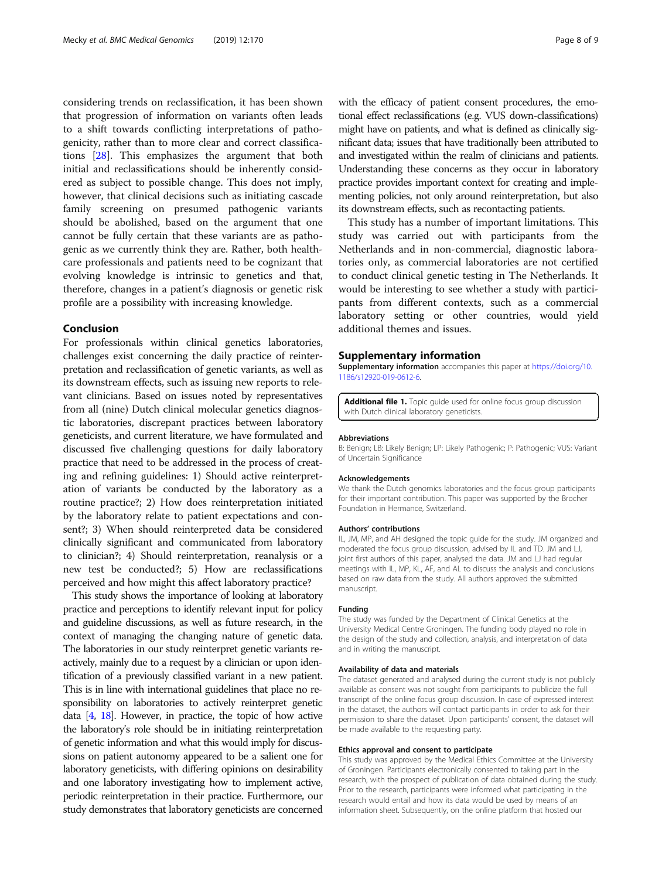considering trends on reclassification, it has been shown that progression of information on variants often leads to a shift towards conflicting interpretations of pathogenicity, rather than to more clear and correct classifications [28]. This emphasizes the argument that both initial and reclassifications should be inherently considered as subject to possible change. This does not imply, however, that clinical decisions such as initiating cascade family screening on presumed pathogenic variants should be abolished, based on the argument that one cannot be fully certain that these variants are as pathogenic as we currently think they are. Rather, both healthcare professionals and patients need to be cognizant that evolving knowledge is intrinsic to genetics and that, therefore, changes in a patient's diagnosis or genetic risk profile are a possibility with increasing knowledge.

## Conclusion

For professionals within clinical genetics laboratories, challenges exist concerning the daily practice of reinterpretation and reclassification of genetic variants, as well as its downstream effects, such as issuing new reports to relevant clinicians. Based on issues noted by representatives from all (nine) Dutch clinical molecular genetics diagnostic laboratories, discrepant practices between laboratory geneticists, and current literature, we have formulated and discussed five challenging questions for daily laboratory practice that need to be addressed in the process of creating and refining guidelines: 1) Should active reinterpretation of variants be conducted by the laboratory as a routine practice?; 2) How does reinterpretation initiated by the laboratory relate to patient expectations and consent?; 3) When should reinterpreted data be considered clinically significant and communicated from laboratory to clinician?; 4) Should reinterpretation, reanalysis or a new test be conducted?; 5) How are reclassifications perceived and how might this affect laboratory practice?

This study shows the importance of looking at laboratory practice and perceptions to identify relevant input for policy and guideline discussions, as well as future research, in the context of managing the changing nature of genetic data. The laboratories in our study reinterpret genetic variants reactively, mainly due to a request by a clinician or upon identification of a previously classified variant in a new patient. This is in line with international guidelines that place no responsibility on laboratories to actively reinterpret genetic data [4, 18]. However, in practice, the topic of how active the laboratory's role should be in initiating reinterpretation of genetic information and what this would imply for discussions on patient autonomy appeared to be a salient one for laboratory geneticists, with differing opinions on desirability and one laboratory investigating how to implement active, periodic reinterpretation in their practice. Furthermore, our study demonstrates that laboratory geneticists are concerned with the efficacy of patient consent procedures, the emotional effect reclassifications (e.g. VUS down-classifications) might have on patients, and what is defined as clinically significant data; issues that have traditionally been attributed to and investigated within the realm of clinicians and patients. Understanding these concerns as they occur in laboratory practice provides important context for creating and implementing policies, not only around reinterpretation, but also its downstream effects, such as recontacting patients.

This study has a number of important limitations. This study was carried out with participants from the Netherlands and in non-commercial, diagnostic laboratories only, as commercial laboratories are not certified to conduct clinical genetic testing in The Netherlands. It would be interesting to see whether a study with participants from different contexts, such as a commercial laboratory setting or other countries, would yield additional themes and issues.

## Supplementary information

**Supplementary information** accompanies this paper at https://doi.org/10.1186/s12920-019-0612-6.

**Additional file 1.** Topic guide used for online focus group discussion with Dutch clinical laboratory geneticists.

### Abbreviations

B: Benign; LB: Likely Benign; LP: Likely Pathogenic; P: Pathogenic; VUS: Variant of Uncertain Significance

### Acknowledgements

We thank the Dutch genomics laboratories and the focus group participants for their important contribution. This paper was supported by the Brocher Foundation in Hermance, Switzerland.

### Authors' contributions

IL, JM, MP, and AH designed the topic guide for the study. JM organized and moderated the focus group discussion, advised by IL and TD. JM and LJ, joint first authors of this paper, analysed the data. JM and LJ had regular meetings with IL, MP, KL, AF, and AL to discuss the analysis and conclusions based on raw data from the study. All authors approved the submitted manuscript.

### Funding

The study was funded by the Department of Clinical Genetics at the University Medical Centre Groningen. The funding body played no role in the design of the study and collection, analysis, and interpretation of data and in writing the manuscript.

### Availability of data and materials

The dataset generated and analysed during the current study is not publicly available as consent was not sought from participants to publicize the full transcript of the online focus group discussion. In case of expressed interest in the dataset, the authors will contact participants in order to ask for their permission to share the dataset. Upon participants' consent, the dataset will be made available to the requesting party.

### Ethics approval and consent to participate

This study was approved by the Medical Ethics Committee at the University of Groningen. Participants electronically consented to taking part in the research, with the prospect of publication of data obtained during the study. Prior to the research, participants were informed what participating in the research would entail and how its data would be used by means of an information sheet. Subsequently, on the online platform that hosted our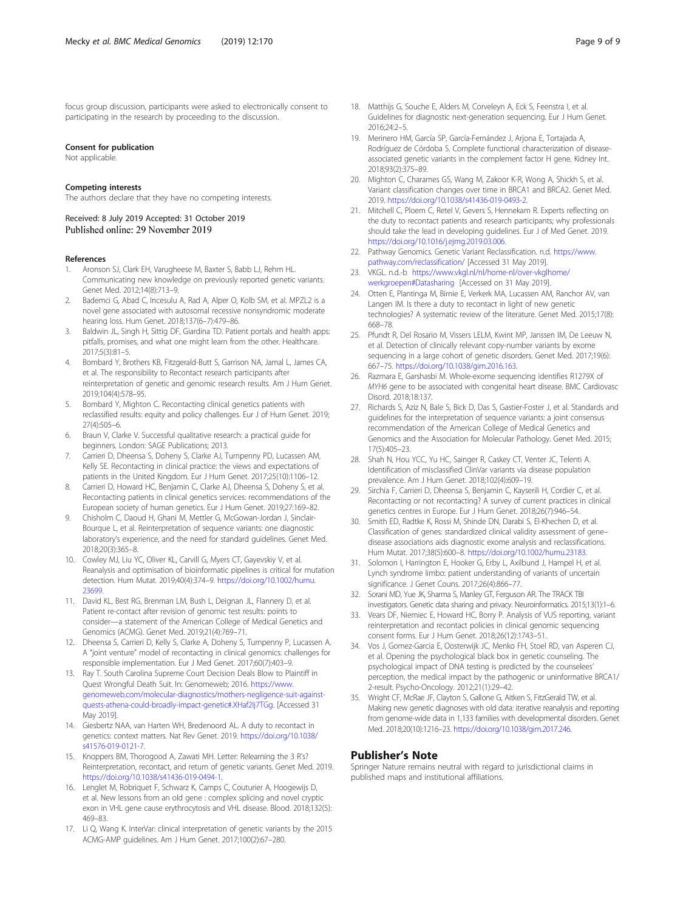focus group discussion, participants were asked to electronically consent to participating in the research by proceeding to the discussion.

### Consent for publication

Not applicable.

### Competing interests

The authors declare that they have no competing interests.

Received: 8 July 2019 Accepted: 31 October 2019
Published online: 29 November 2019

### References

1. Aronson SJ, Clark EH, Varugheese M, Baxter S, Babb LJ, Rehm HL. Communicating new knowledge on previously reported genetic variants. Genet Med. 2012;14(8):713–9.
2. Bademci G, Abad C, Incesulu A, Rad A, Alper O, Kolb SM, et al. MPZL2 is a novel gene associated with autosomal recessive nonsyndromic moderate hearing loss. Hum Genet. 2018;137(6–7):479–86.
3. Baldwin JL, Singh H, Sittig DF, Giardina TD. Patient portals and health apps: pitfalls, promises, and what one might learn from the other. Healthcare. 2017;5(3):81–5.
4. Bombard Y, Brothers KB, Fitzgerald-Butt S, Garrison NA, Jamal L, James CA, et al. The responsibility to Recontact research participants after reinterpretation of genetic and genomic research results. Am J Hum Genet. 2019;104(4):578–95.
5. Bombard Y, Mighton C. Recontacting clinical genetics patients with reclassified results: equity and policy challenges. Eur J of Hum Genet. 2019; 27(4):505–6.
6. Braun V, Clarke V. Successful qualitative research: a practical guide for beginners. London: SAGE Publications; 2013.
7. Carrieri D, Dheensa S, Doheny S, Clarke AJ, Turnpenny PD, Lucassen AM, Kelly SE. Recontacting in clinical practice: the views and expectations of patients in the United Kingdom. Eur J Hum Genet. 2017;25(10):1106–12.
8. Carrieri D, Howard HC, Benjamin C, Clarke AJ, Dheensa S, Doheny S, et al. Recontacting patients in clinical genetics services: recommendations of the European society of human genetics. Eur J Hum Genet. 2019;27:169–82.
9. Chisholm C, Daoud H, Ghani M, Mettler G, McGowan-Jordan J, Sinclair-Bourque L, et al. Reinterpretation of sequence variants: one diagnostic laboratory's experience, and the need for standard guidelines. Genet Med. 2018;20(3):365–8.
10. Cowley MJ, Liu YC, Oliver KL, Carvill G, Myers CT, Gayevskiy V, et al. Reanalysis and optimisation of bioinformatic pipelines is critical for mutation detection. Hum Mutat. 2019;40(4):374–9. https://doi.org/10.1002/humu.23699.
11. David KL, Best RG, Brenman LM, Bush L, Deignan JL, Flannery D, et al. Patient re-contact after revision of genomic test results: points to consider—a statement of the American College of Medical Genetics and Genomics (ACMG). Genet Med. 2019;21(4):769–71.
12. Dheensa S, Carrieri D, Kelly S, Clarke A, Doheny S, Turnpenny P, Lucassen A. A "joint venture" model of recontacting in clinical genomics: challenges for responsible implementation. Eur J Med Genet. 2017;60(7):403–9.
13. Ray T. South Carolina Supreme Court Decision Deals Blow to Plaintiff in Quest Wrongful Death Suit. In: Genomeweb; 2016. https://www.genomeweb.com/molecular-diagnostics/mothers-negligence-suit-against-quests-athena-could-broadly-impact-genetic#.XHaf2lj7TGg. [Accessed 31 May 2019].
14. Giesbertz NAA, van Harten WH, Bredenoord AL. A duty to recontact in genetics: context matters. Nat Rev Genet. 2019. https://doi.org/10.1038/s41576-019-0121-7.
15. Knoppers BM, Thorogood A, Zawati MH. Letter: Relearning the 3 R's? Reinterpretation, recontact, and return of genetic variants. Genet Med. 2019. https://doi.org/10.1038/s41436-019-0494-1.
16. Lenglet M, Robriquet F, Schwarz K, Camps C, Couturier A, Hoogewijs D, et al. New lessons from an old gene : complex splicing and novel cryptic exon in VHL gene cause erythrocytosis and VHL disease. Blood. 2018;132(5): 469–83.
17. Li Q, Wang K. InterVar: clinical interpretation of genetic variants by the 2015 ACMG-AMP guidelines. Am J Hum Genet. 2017;100(2):67–280.
18. Matthijs G, Souche E, Alders M, Corveleyn A, Eck S, Feenstra I, et al. Guidelines for diagnostic next-generation sequencing. Eur J Hum Genet. 2016;24:2–5.
19. Merinero HM, García SP, García-Fernández J, Arjona E, Tortajada A, Rodríguez de Córdoba S. Complete functional characterization of disease-associated genetic variants in the complement factor H gene. Kidney Int. 2018;93(2):375–89.
20. Mighton C, Charames GS, Wang M, Zakoor K-R, Wong A, Shickh S, et al. Variant classification changes over time in BRCA1 and BRCA2. Genet Med. 2019. https://doi.org/10.1038/s41436-019-0493-2.
21. Mitchell C, Ploem C, Retel V, Gevers S, Hennekam R. Experts reflecting on the duty to recontact patients and research participants; why professionals should take the lead in developing guidelines. Eur J of Med Genet. 2019. https://doi.org/10.1016/j.ejmg.2019.03.006.
22. Pathway Genomics. Genetic Variant Reclassification. n.d. https://www.pathway.com/reclassification/ [Accessed 31 May 2019].
23. VKGL. n.d.-b https://www.vkgl.nl/nl/home-nl/over-vkglhome/werkgroepen#Datasharing [Accessed on 31 May 2019].
24. Otten E, Plantinga M, Birnie E, Verkerk MA, Lucassen AM, Ranchor AV, van Langen IM. Is there a duty to recontact in light of new genetic technologies? A systematic review of the literature. Genet Med. 2015;17(8): 668–78.
25. Pfundt R, Del Rosario M, Vissers LELM, Kwint MP, Janssen IM, De Leeuw N, et al. Detection of clinically relevant copy-number variants by exome sequencing in a large cohort of genetic disorders. Genet Med. 2017;19(6): 667–75. https://doi.org/10.1038/gim.2016.163.
26. Razmara E, Garshasbi M. Whole-exome sequencing identifies R1279X of *MYH6* gene to be associated with congenital heart disease. BMC Cardiovasc Disord. 2018;18:137.
27. Richards S, Aziz N, Bale S, Bick D, Das S, Gastier-Foster J, et al. Standards and guidelines for the interpretation of sequence variants: a joint consensus recommendation of the American College of Medical Genetics and Genomics and the Association for Molecular Pathology. Genet Med. 2015; 17(5):405–23.
28. Shah N, Hou YCC, Yu HC, Sainger R, Caskey CT, Venter JC, Telenti A. Identification of misclassified ClinVar variants via disease population prevalence. Am J Hum Genet. 2018;102(4):609–19.
29. Sirchia F, Carrieri D, Dheensa S, Benjamin C, Kayserili H, Cordier C, et al. Recontacting or not recontacting? A survey of current practices in clinical genetics centres in Europe. Eur J Hum Genet. 2018;26(7):946–54.
30. Smith ED, Radtke K, Rossi M, Shinde DN, Darabi S, El-Khechen D, et al. Classification of genes: standardized clinical validity assessment of gene–disease associations aids diagnostic exome analysis and reclassifications. Hum Mutat. 2017;38(5):600–8. https://doi.org/10.1002/humu.23183.
31. Solomon I, Harrington E, Hooker G, Erby L, Axilbund J, Hampel H, et al. Lynch syndrome limbo: patient understanding of variants of uncertain significance. J Genet Couns. 2017;26(4):866–77.
32. Sorani MD, Yue JK, Sharma S, Manley GT, Ferguson AR. The TRACK TBI investigators. Genetic data sharing and privacy. Neuroinformatics. 2015;13(1):1–6.
33. Vears DF, Niemiec E, Howard HC, Borry P. Analysis of VUS reporting, variant reinterpretation and recontact policies in clinical genomic sequencing consent forms. Eur J Hum Genet. 2018;26(12):1743–51.
34. Vos J, Gomez-Garcia E, Oosterwijk JC, Menko FH, Stoel RD, van Asperen CJ, et al. Opening the psychological black box in genetic counseling. The psychological impact of DNA testing is predicted by the counselees' perception, the medical impact by the pathogenic or uninformative BRCA1/2-result. Psycho-Oncology. 2012;21(1):29–42.
35. Wright CF, McRae JF, Clayton S, Gallone G, Aitken S, FitzGerald TW, et al. Making new genetic diagnoses with old data: iterative reanalysis and reporting from genome-wide data in 1,133 families with developmental disorders. Genet Med. 2018;20(10):1216–23. https://doi.org/10.1038/gim.2017.246.

## Publisher's Note

Springer Nature remains neutral with regard to jurisdictional claims in published maps and institutional affiliations.